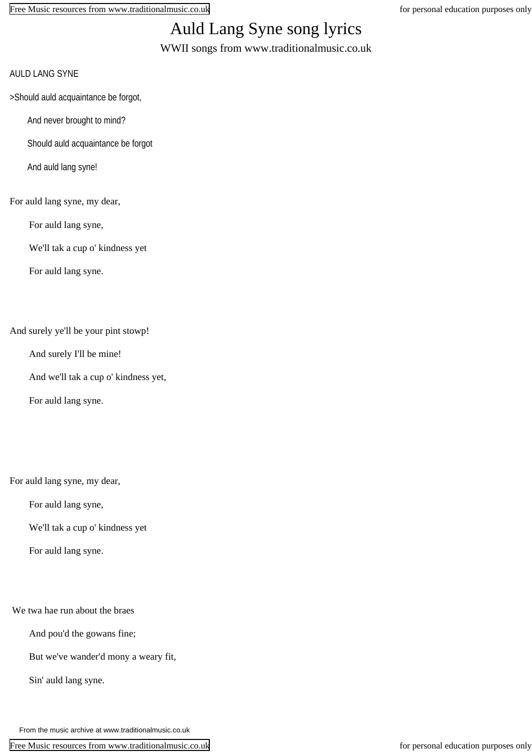# Auld Lang Syne song lyrics

WWII songs from www.traditionalmusic.co.uk

AULD LANG SYNE

>Should auld acquaintance be forgot,

And never brought to mind?

Should auld acquaintance be forgot

And auld lang syne!

For auld lang syne, my dear,

For auld lang syne,

We'll tak a cup o' kindness yet

For auld lang syne.

And surely ye'll be your pint stowp!

And surely I'll be mine!

And we'll tak a cup o' kindness yet,

For auld lang syne.

For auld lang syne, my dear,

For auld lang syne,

We'll tak a cup o' kindness yet

For auld lang syne.

We twa hae run about the braes

And pou'd the gowans fine;

But we've wander'd mony a weary fit,

Sin' auld lang syne.

From the music archive at www.traditionalmusic.co.uk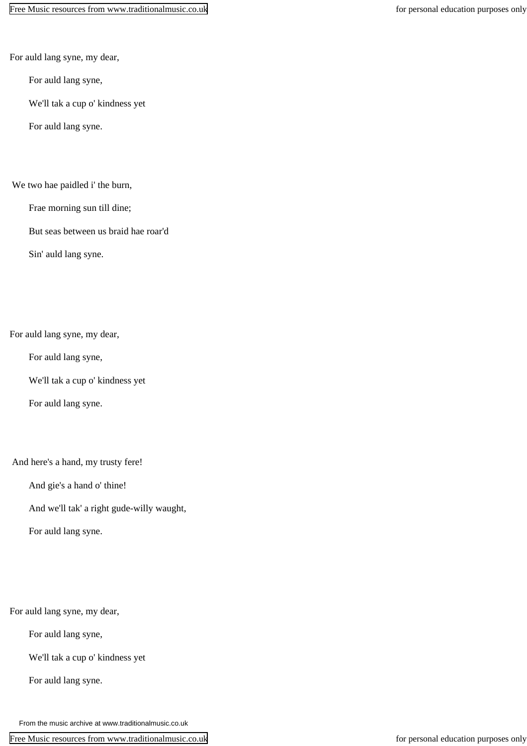For auld lang syne, my dear,

For auld lang syne,

We'll tak a cup o' kindness yet

For auld lang syne.

We two hae paidled i' the burn,

Frae morning sun till dine;

But seas between us braid hae roar'd

Sin' auld lang syne.

For auld lang syne, my dear,

For auld lang syne,

We'll tak a cup o' kindness yet

For auld lang syne.

And here's a hand, my trusty fere!

And gie's a hand o' thine!

And we'll tak' a right gude-willy waught,

For auld lang syne.

For auld lang syne, my dear,

For auld lang syne,

We'll tak a cup o' kindness yet

For auld lang syne.

From the music archive at www.traditionalmusic.co.uk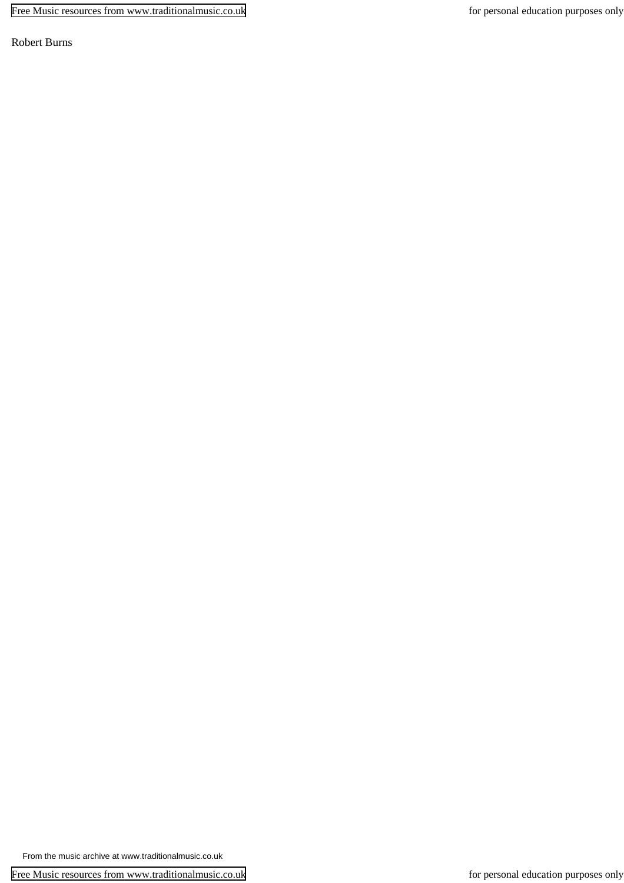Robert Burns